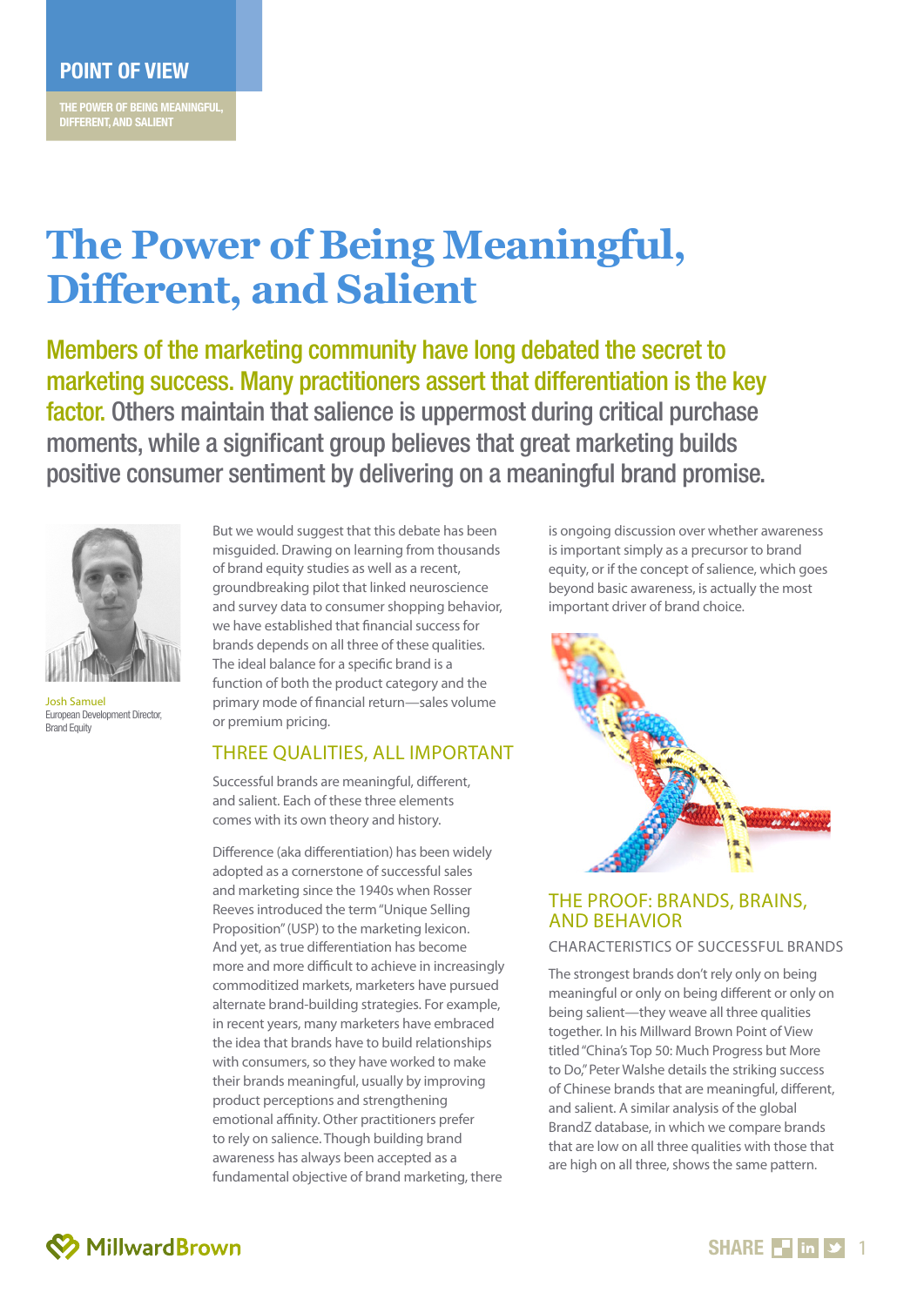POINT OF VIEW

THE POWER OF BEING MEANINGFUL, DIFFERENT, AND SALIENT

# The Power of Being Meaningful, Different, and Salient

**Members of the marketing community have long debated the secret to marketing success. Many practitioners assert that differentiation is the key factor.** Others maintain that salience is uppermost during critical purchase moments, while a significant group believes that great marketing builds positive consumer sentiment by delivering on a meaningful brand promise.

Josh Samuel
European Development Director, Brand Equity

But we would suggest that this debate has been misguided. Drawing on learning from thousands of brand equity studies as well as a recent, groundbreaking pilot that linked neuroscience and survey data to consumer shopping behavior, we have established that financial success for brands depends on all three of these qualities. The ideal balance for a specific brand is a function of both the product category and the primary mode of financial return—sales volume or premium pricing.

## THREE QUALITIES, ALL IMPORTANT

Successful brands are meaningful, different, and salient. Each of these three elements comes with its own theory and history.

Difference (aka differentiation) has been widely adopted as a cornerstone of successful sales and marketing since the 1940s when Rosser Reeves introduced the term "Unique Selling Proposition" (USP) to the marketing lexicon. And yet, as true differentiation has become more and more difficult to achieve in increasingly commoditized markets, marketers have pursued alternate brand-building strategies. For example, in recent years, many marketers have embraced the idea that brands have to build relationships with consumers, so they have worked to make their brands meaningful, usually by improving product perceptions and strengthening emotional affinity. Other practitioners prefer to rely on salience. Though building brand awareness has always been accepted as a fundamental objective of brand marketing, there is ongoing discussion over whether awareness is important simply as a precursor to brand equity, or if the concept of salience, which goes beyond basic awareness, is actually the most important driver of brand choice.

## THE PROOF: BRANDS, BRAINS, AND BEHAVIOR

### CHARACTERISTICS OF SUCCESSFUL BRANDS

The strongest brands don't rely only on being meaningful or only on being different or only on being salient—they weave all three qualities together. In his Millward Brown Point of View titled "China's Top 50: Much Progress but More to Do," Peter Walshe details the striking success of Chinese brands that are meaningful, different, and salient. A similar analysis of the global BrandZ database, in which we compare brands that are low on all three qualities with those that are high on all three, shows the same pattern.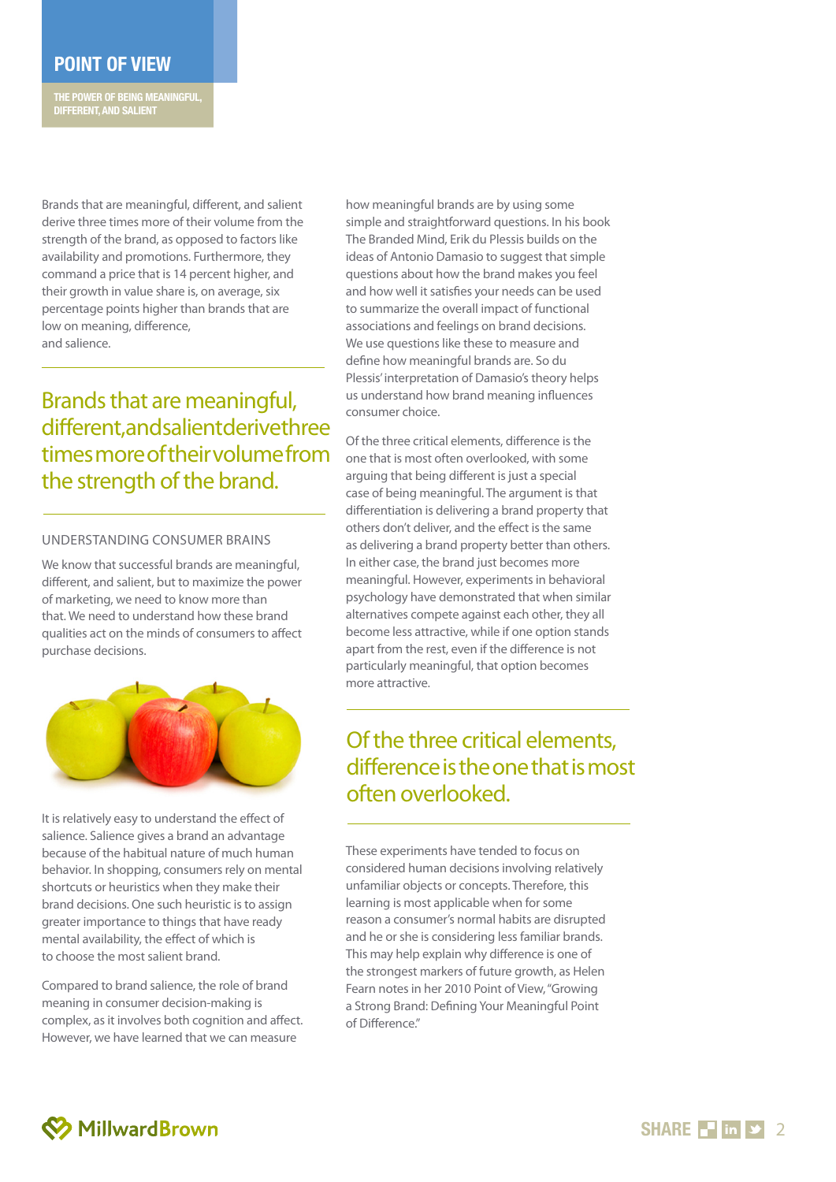Brands that are meaningful, different, and salient derive three times more of their volume from the strength of the brand, as opposed to factors like availability and promotions. Furthermore, they command a price that is 14 percent higher, and their growth in value share is, on average, six percentage points higher than brands that are low on meaning, difference, and salience.

> Brands that are meaningful, different, and salient derive three times more of their volume from the strength of the brand.

## UNDERSTANDING CONSUMER BRAINS

We know that successful brands are meaningful, different, and salient, but to maximize the power of marketing, we need to know more than that. We need to understand how these brand qualities act on the minds of consumers to affect purchase decisions.

It is relatively easy to understand the effect of salience. Salience gives a brand an advantage because of the habitual nature of much human behavior. In shopping, consumers rely on mental shortcuts or heuristics when they make their brand decisions. One such heuristic is to assign greater importance to things that have ready mental availability, the effect of which is to choose the most salient brand.

Compared to brand salience, the role of brand meaning in consumer decision-making is complex, as it involves both cognition and affect. However, we have learned that we can measure how meaningful brands are by using some simple and straightforward questions. In his book The Branded Mind, Erik du Plessis builds on the ideas of Antonio Damasio to suggest that simple questions about how the brand makes you feel and how well it satisfies your needs can be used to summarize the overall impact of functional associations and feelings on brand decisions. We use questions like these to measure and define how meaningful brands are. So du Plessis' interpretation of Damasio's theory helps us understand how brand meaning influences consumer choice.

Of the three critical elements, difference is the one that is most often overlooked, with some arguing that being different is just a special case of being meaningful. The argument is that differentiation is delivering a brand property that others don't deliver, and the effect is the same as delivering a brand property better than others. In either case, the brand just becomes more meaningful. However, experiments in behavioral psychology have demonstrated that when similar alternatives compete against each other, they all become less attractive, while if one option stands apart from the rest, even if the difference is not particularly meaningful, that option becomes more attractive.

> Of the three critical elements, difference is the one that is most often overlooked.

These experiments have tended to focus on considered human decisions involving relatively unfamiliar objects or concepts. Therefore, this learning is most applicable when for some reason a consumer's normal habits are disrupted and he or she is considering less familiar brands. This may help explain why difference is one of the strongest markers of future growth, as Helen Fearn notes in her 2010 Point of View, "Growing a Strong Brand: Defining Your Meaningful Point of Difference."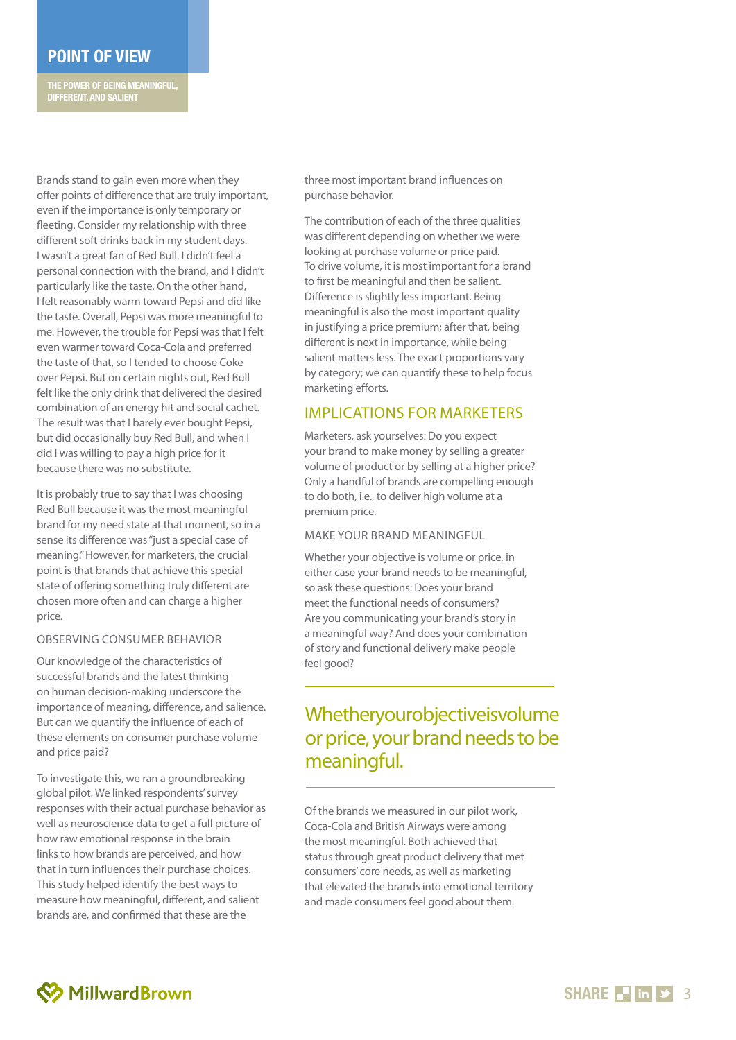# POINT OF VIEW

THE POWER OF BEING MEANINGFUL, DIFFERENT, AND SALIENT

Brands stand to gain even more when they offer points of difference that are truly important, even if the importance is only temporary or fleeting. Consider my relationship with three different soft drinks back in my student days. I wasn't a great fan of Red Bull. I didn't feel a personal connection with the brand, and I didn't particularly like the taste. On the other hand, I felt reasonably warm toward Pepsi and did like the taste. Overall, Pepsi was more meaningful to me. However, the trouble for Pepsi was that I felt even warmer toward Coca-Cola and preferred the taste of that, so I tended to choose Coke over Pepsi. But on certain nights out, Red Bull felt like the only drink that delivered the desired combination of an energy hit and social cachet. The result was that I barely ever bought Pepsi, but did occasionally buy Red Bull, and when I did I was willing to pay a high price for it because there was no substitute.

It is probably true to say that I was choosing Red Bull because it was the most meaningful brand for my need state at that moment, so in a sense its difference was "just a special case of meaning." However, for marketers, the crucial point is that brands that achieve this special state of offering something truly different are chosen more often and can charge a higher price.

## OBSERVING CONSUMER BEHAVIOR

Our knowledge of the characteristics of successful brands and the latest thinking on human decision-making underscore the importance of meaning, difference, and salience. But can we quantify the influence of each of these elements on consumer purchase volume and price paid?

To investigate this, we ran a groundbreaking global pilot. We linked respondents' survey responses with their actual purchase behavior as well as neuroscience data to get a full picture of how raw emotional response in the brain links to how brands are perceived, and how that in turn influences their purchase choices. This study helped identify the best ways to measure how meaningful, different, and salient brands are, and confirmed that these are the three most important brand influences on purchase behavior.

The contribution of each of the three qualities was different depending on whether we were looking at purchase volume or price paid. To drive volume, it is most important for a brand to first be meaningful and then be salient. Difference is slightly less important. Being meaningful is also the most important quality in justifying a price premium; after that, being different is next in importance, while being salient matters less. The exact proportions vary by category; we can quantify these to help focus marketing efforts.

## IMPLICATIONS FOR MARKETERS

Marketers, ask yourselves: Do you expect your brand to make money by selling a greater volume of product or by selling at a higher price? Only a handful of brands are compelling enough to do both, i.e., to deliver high volume at a premium price.

### MAKE YOUR BRAND MEANINGFUL

Whether your objective is volume or price, in either case your brand needs to be meaningful, so ask these questions: Does your brand meet the functional needs of consumers? Are you communicating your brand's story in a meaningful way? And does your combination of story and functional delivery make people feel good?

> Whether your objective is volume or price, your brand needs to be meaningful.

Of the brands we measured in our pilot work, Coca-Cola and British Airways were among the most meaningful. Both achieved that status through great product delivery that met consumers' core needs, as well as marketing that elevated the brands into emotional territory and made consumers feel good about them.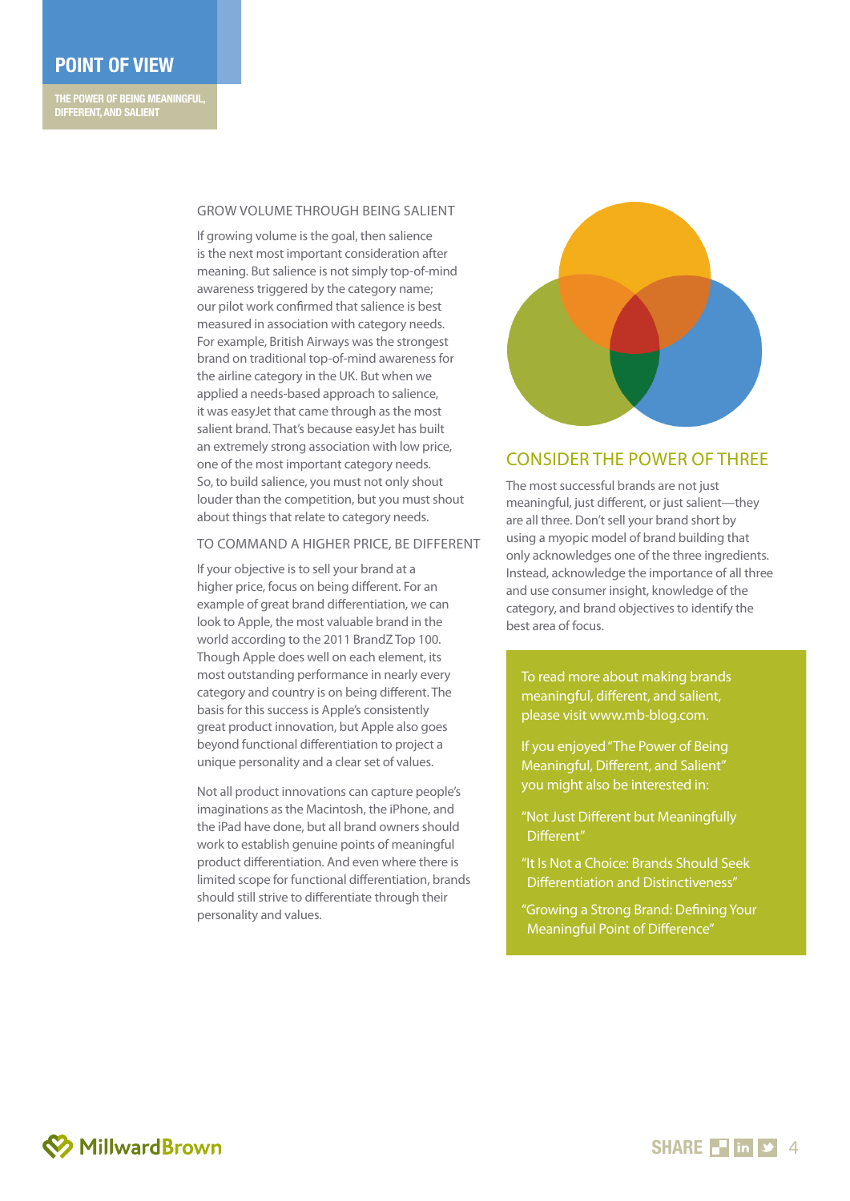## GROW VOLUME THROUGH BEING SALIENT

If growing volume is the goal, then salience is the next most important consideration after meaning. But salience is not simply top-of-mind awareness triggered by the category name; our pilot work confirmed that salience is best measured in association with category needs. For example, British Airways was the strongest brand on traditional top-of-mind awareness for the airline category in the UK. But when we applied a needs-based approach to salience, it was easyJet that came through as the most salient brand. That's because easyJet has built an extremely strong association with low price, one of the most important category needs. So, to build salience, you must not only shout louder than the competition, but you must shout about things that relate to category needs.

## TO COMMAND A HIGHER PRICE, BE DIFFERENT

If your objective is to sell your brand at a higher price, focus on being different. For an example of great brand differentiation, we can look to Apple, the most valuable brand in the world according to the 2011 BrandZ Top 100. Though Apple does well on each element, its most outstanding performance in nearly every category and country is on being different. The basis for this success is Apple's consistently great product innovation, but Apple also goes beyond functional differentiation to project a unique personality and a clear set of values.

Not all product innovations can capture people's imaginations as the Macintosh, the iPhone, and the iPad have done, but all brand owners should work to establish genuine points of meaningful product differentiation. And even where there is limited scope for functional differentiation, brands should still strive to differentiate through their personality and values.

## CONSIDER THE POWER OF THREE

The most successful brands are not just meaningful, just different, or just salient—they are all three. Don't sell your brand short by using a myopic model of brand building that only acknowledges one of the three ingredients. Instead, acknowledge the importance of all three and use consumer insight, knowledge of the category, and brand objectives to identify the best area of focus.

To read more about making brands meaningful, different, and salient, please visit www.mb-blog.com.

If you enjoyed "The Power of Being Meaningful, Different, and Salient" you might also be interested in:

- "Not Just Different but Meaningfully Different"
- "It Is Not a Choice: Brands Should Seek Differentiation and Distinctiveness"
- "Growing a Strong Brand: Defining Your Meaningful Point of Difference"